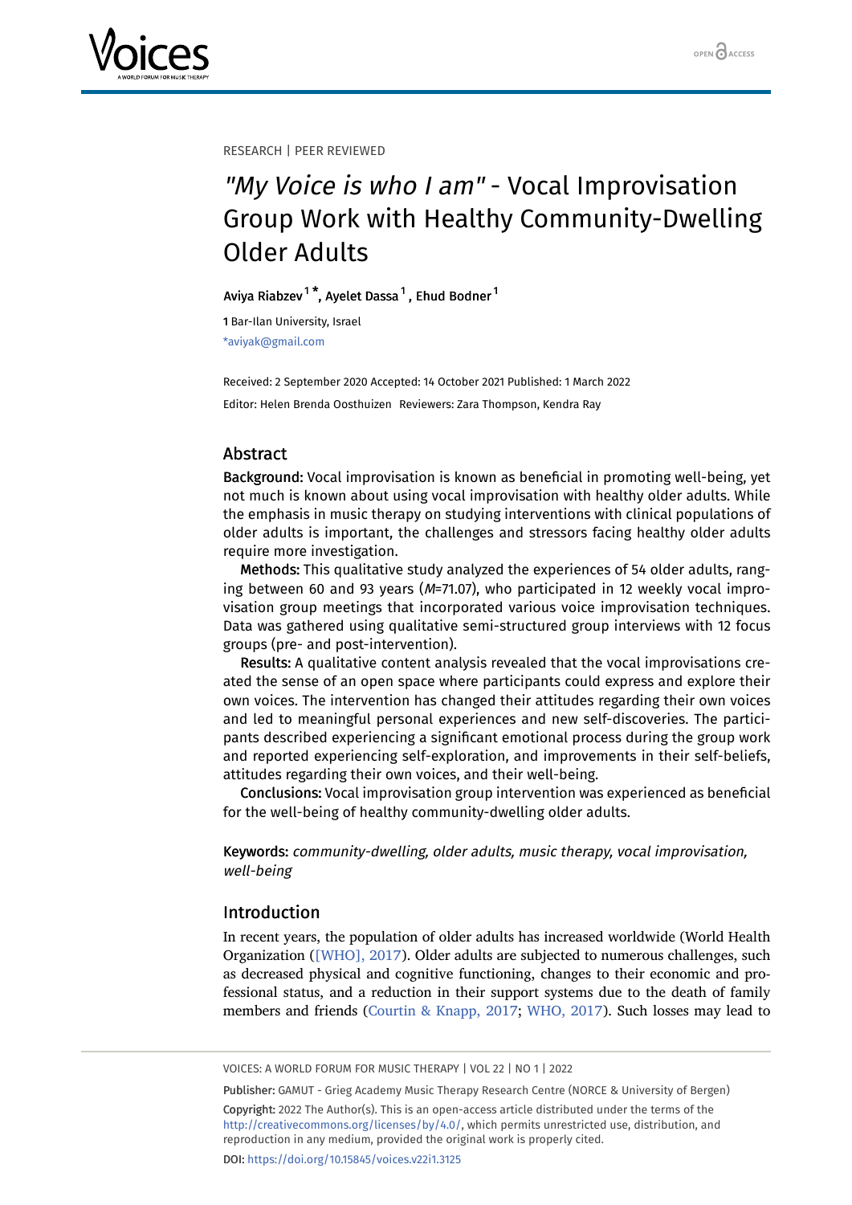RESEARCH | PEER REVIEWED

# *"My Voice is who I am"* - Vocal Improvisation Group Work with Healthy Community-Dwelling Older Adults

Aviya Riabzev [1] *, Ayelet Dassa [1], Ehud Bodner [1]

1 Bar-Ilan University, Israel

*aviyak@gmail.com

Received: 2 September 2020 Accepted: 14 October 2021 Published: 1 March 2022

Editor: Helen Brenda Oosthuizen Reviewers: Zara Thompson, Kendra Ray

## Abstract

**Background:** Vocal improvisation is known as beneficial in promoting well-being, yet not much is known about using vocal improvisation with healthy older adults. While the emphasis in music therapy on studying interventions with clinical populations of older adults is important, the challenges and stressors facing healthy older adults require more investigation.

**Methods:** This qualitative study analyzed the experiences of 54 older adults, ranging between 60 and 93 years (*M*=71.07), who participated in 12 weekly vocal improvisation group meetings that incorporated various voice improvisation techniques. Data was gathered using qualitative semi-structured group interviews with 12 focus groups (pre- and post-intervention).

**Results:** A qualitative content analysis revealed that the vocal improvisations created the sense of an open space where participants could express and explore their own voices. The intervention has changed their attitudes regarding their own voices and led to meaningful personal experiences and new self-discoveries. The participants described experiencing a significant emotional process during the group work and reported experiencing self-exploration, and improvements in their self-beliefs, attitudes regarding their own voices, and their well-being.

**Conclusions:** Vocal improvisation group intervention was experienced as beneficial for the well-being of healthy community-dwelling older adults.

**Keywords:** *community-dwelling, older adults, music therapy, vocal improvisation, well-being*

## Introduction

In recent years, the population of older adults has increased worldwide (World Health Organization ([WHO], 2017). Older adults are subjected to numerous challenges, such as decreased physical and cognitive functioning, changes to their economic and professional status, and a reduction in their support systems due to the death of family members and friends (Courtin & Knapp, 2017; WHO, 2017). Such losses may lead to

VOICES: A WORLD FORUM FOR MUSIC THERAPY | VOL 22 | NO 1 | 2022

**Publisher:** GAMUT - Grieg Academy Music Therapy Research Centre (NORCE & University of Bergen)

**Copyright:** 2022 The Author(s). This is an open-access article distributed under the terms of the http://creativecommons.org/licenses/by/4.0/, which permits unrestricted use, distribution, and reproduction in any medium, provided the original work is properly cited.

**DOI:** https://doi.org/10.15845/voices.v22i1.3125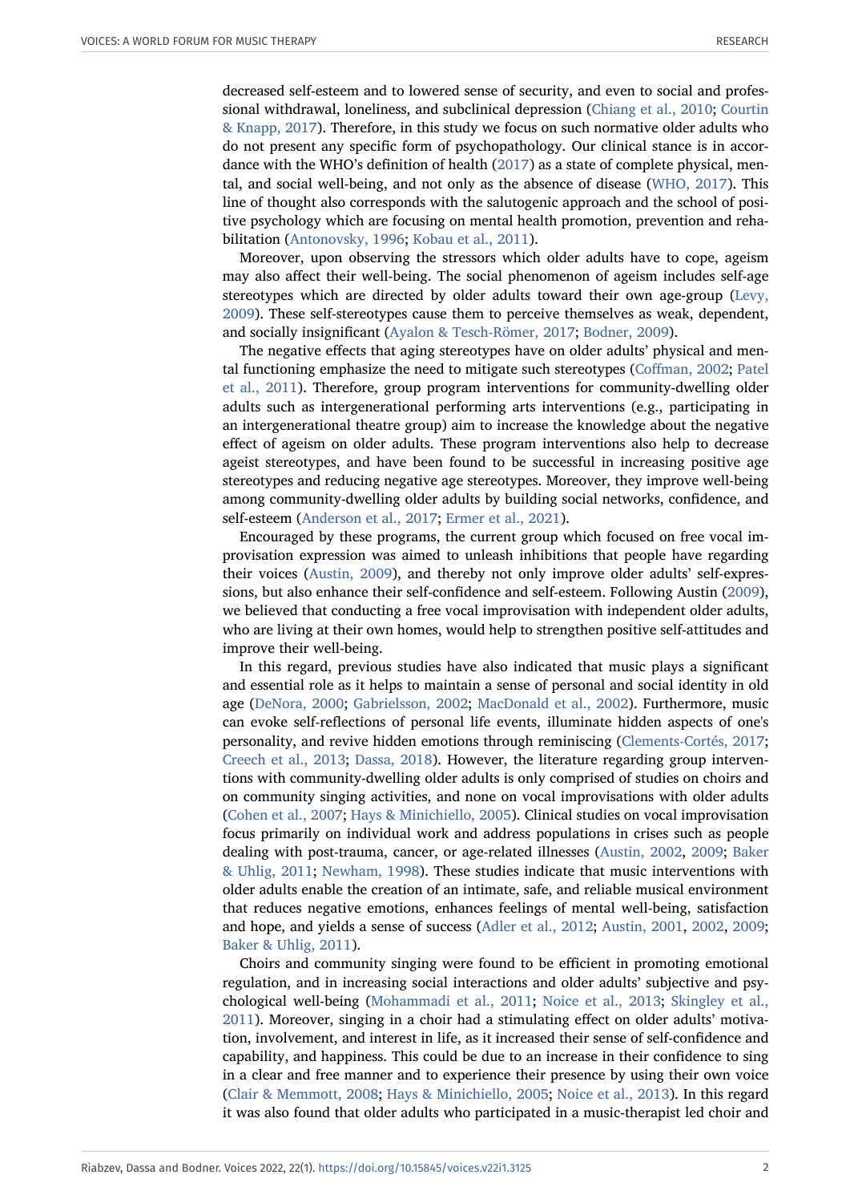decreased self-esteem and to lowered sense of security, and even to social and professional withdrawal, loneliness, and subclinical depression (Chiang et al., 2010; Courtin & Knapp, 2017). Therefore, in this study we focus on such normative older adults who do not present any specific form of psychopathology. Our clinical stance is in accordance with the WHO's definition of health (2017) as a state of complete physical, mental, and social well-being, and not only as the absence of disease (WHO, 2017). This line of thought also corresponds with the salutogenic approach and the school of positive psychology which are focusing on mental health promotion, prevention and rehabilitation (Antonovsky, 1996; Kobau et al., 2011).

Moreover, upon observing the stressors which older adults have to cope, ageism may also affect their well-being. The social phenomenon of ageism includes self-age stereotypes which are directed by older adults toward their own age-group (Levy, 2009). These self-stereotypes cause them to perceive themselves as weak, dependent, and socially insignificant (Ayalon & Tesch-Römer, 2017; Bodner, 2009).

The negative effects that aging stereotypes have on older adults' physical and mental functioning emphasize the need to mitigate such stereotypes (Coffman, 2002; Patel et al., 2011). Therefore, group program interventions for community-dwelling older adults such as intergenerational performing arts interventions (e.g., participating in an intergenerational theatre group) aim to increase the knowledge about the negative effect of ageism on older adults. These program interventions also help to decrease ageist stereotypes, and have been found to be successful in increasing positive age stereotypes and reducing negative age stereotypes. Moreover, they improve well-being among community-dwelling older adults by building social networks, confidence, and self-esteem (Anderson et al., 2017; Ermer et al., 2021).

Encouraged by these programs, the current group which focused on free vocal improvisation expression was aimed to unleash inhibitions that people have regarding their voices (Austin, 2009), and thereby not only improve older adults' self-expressions, but also enhance their self-confidence and self-esteem. Following Austin (2009), we believed that conducting a free vocal improvisation with independent older adults, who are living at their own homes, would help to strengthen positive self-attitudes and improve their well-being.

In this regard, previous studies have also indicated that music plays a significant and essential role as it helps to maintain a sense of personal and social identity in old age (DeNora, 2000; Gabrielsson, 2002; MacDonald et al., 2002). Furthermore, music can evoke self-reflections of personal life events, illuminate hidden aspects of one's personality, and revive hidden emotions through reminiscing (Clements-Cortés, 2017; Creech et al., 2013; Dassa, 2018). However, the literature regarding group interventions with community-dwelling older adults is only comprised of studies on choirs and on community singing activities, and none on vocal improvisations with older adults (Cohen et al., 2007; Hays & Minichiello, 2005). Clinical studies on vocal improvisation focus primarily on individual work and address populations in crises such as people dealing with post-trauma, cancer, or age-related illnesses (Austin, 2002, 2009; Baker & Uhlig, 2011; Newham, 1998). These studies indicate that music interventions with older adults enable the creation of an intimate, safe, and reliable musical environment that reduces negative emotions, enhances feelings of mental well-being, satisfaction and hope, and yields a sense of success (Adler et al., 2012; Austin, 2001, 2002, 2009; Baker & Uhlig, 2011).

Choirs and community singing were found to be efficient in promoting emotional regulation, and in increasing social interactions and older adults' subjective and psychological well-being (Mohammadi et al., 2011; Noice et al., 2013; Skingley et al., 2011). Moreover, singing in a choir had a stimulating effect on older adults' motivation, involvement, and interest in life, as it increased their sense of self-confidence and capability, and happiness. This could be due to an increase in their confidence to sing in a clear and free manner and to experience their presence by using their own voice (Clair & Memmott, 2008; Hays & Minichiello, 2005; Noice et al., 2013). In this regard it was also found that older adults who participated in a music-therapist led choir and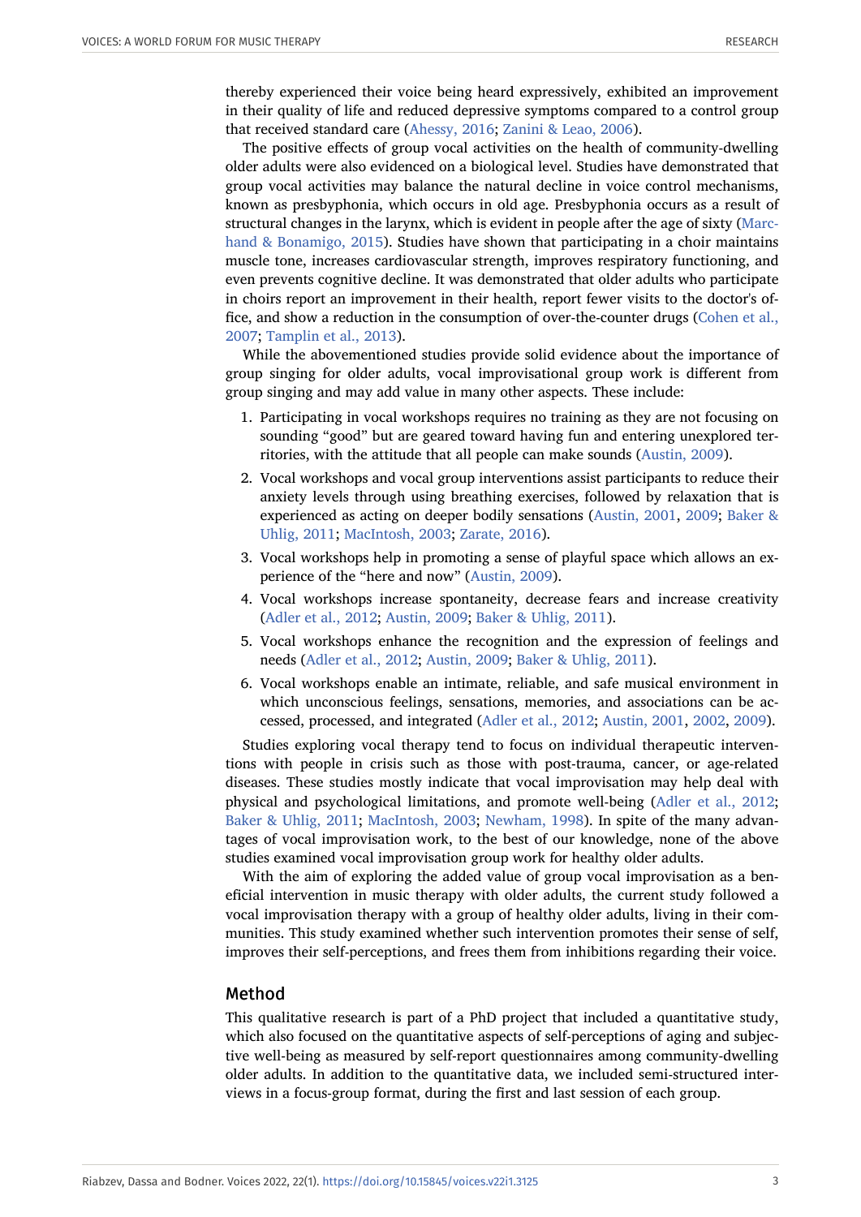thereby experienced their voice being heard expressively, exhibited an improvement in their quality of life and reduced depressive symptoms compared to a control group that received standard care (Ahessy, 2016; Zanini & Leao, 2006).

The positive effects of group vocal activities on the health of community-dwelling older adults were also evidenced on a biological level. Studies have demonstrated that group vocal activities may balance the natural decline in voice control mechanisms, known as presbyphonia, which occurs in old age. Presbyphonia occurs as a result of structural changes in the larynx, which is evident in people after the age of sixty (Marchand & Bonamigo, 2015). Studies have shown that participating in a choir maintains muscle tone, increases cardiovascular strength, improves respiratory functioning, and even prevents cognitive decline. It was demonstrated that older adults who participate in choirs report an improvement in their health, report fewer visits to the doctor's office, and show a reduction in the consumption of over-the-counter drugs (Cohen et al., 2007; Tamplin et al., 2013).

While the abovementioned studies provide solid evidence about the importance of group singing for older adults, vocal improvisational group work is different from group singing and may add value in many other aspects. These include:

1. Participating in vocal workshops requires no training as they are not focusing on sounding "good" but are geared toward having fun and entering unexplored territories, with the attitude that all people can make sounds (Austin, 2009).
2. Vocal workshops and vocal group interventions assist participants to reduce their anxiety levels through using breathing exercises, followed by relaxation that is experienced as acting on deeper bodily sensations (Austin, 2001, 2009; Baker & Uhlig, 2011; MacIntosh, 2003; Zarate, 2016).
3. Vocal workshops help in promoting a sense of playful space which allows an experience of the "here and now" (Austin, 2009).
4. Vocal workshops increase spontaneity, decrease fears and increase creativity (Adler et al., 2012; Austin, 2009; Baker & Uhlig, 2011).
5. Vocal workshops enhance the recognition and the expression of feelings and needs (Adler et al., 2012; Austin, 2009; Baker & Uhlig, 2011).
6. Vocal workshops enable an intimate, reliable, and safe musical environment in which unconscious feelings, sensations, memories, and associations can be accessed, processed, and integrated (Adler et al., 2012; Austin, 2001, 2002, 2009).

Studies exploring vocal therapy tend to focus on individual therapeutic interventions with people in crisis such as those with post-trauma, cancer, or age-related diseases. These studies mostly indicate that vocal improvisation may help deal with physical and psychological limitations, and promote well-being (Adler et al., 2012; Baker & Uhlig, 2011; MacIntosh, 2003; Newham, 1998). In spite of the many advantages of vocal improvisation work, to the best of our knowledge, none of the above studies examined vocal improvisation group work for healthy older adults.

With the aim of exploring the added value of group vocal improvisation as a beneficial intervention in music therapy with older adults, the current study followed a vocal improvisation therapy with a group of healthy older adults, living in their communities. This study examined whether such intervention promotes their sense of self, improves their self-perceptions, and frees them from inhibitions regarding their voice.

## Method

This qualitative research is part of a PhD project that included a quantitative study, which also focused on the quantitative aspects of self-perceptions of aging and subjective well-being as measured by self-report questionnaires among community-dwelling older adults. In addition to the quantitative data, we included semi-structured interviews in a focus-group format, during the first and last session of each group.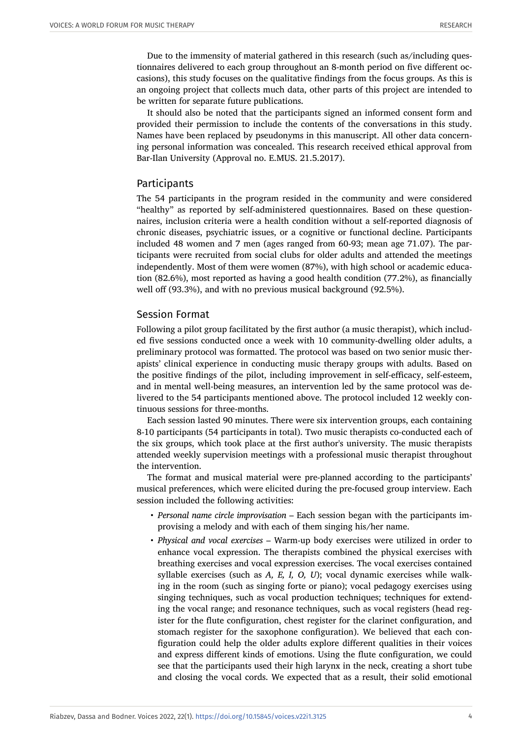Due to the immensity of material gathered in this research (such as/including questionnaires delivered to each group throughout an 8-month period on five different occasions), this study focuses on the qualitative findings from the focus groups. As this is an ongoing project that collects much data, other parts of this project are intended to be written for separate future publications.

It should also be noted that the participants signed an informed consent form and provided their permission to include the contents of the conversations in this study. Names have been replaced by pseudonyms in this manuscript. All other data concerning personal information was concealed. This research received ethical approval from Bar-Ilan University (Approval no. E.MUS. 21.5.2017).

## Participants

The 54 participants in the program resided in the community and were considered "healthy" as reported by self-administered questionnaires. Based on these questionnaires, inclusion criteria were a health condition without a self-reported diagnosis of chronic diseases, psychiatric issues, or a cognitive or functional decline. Participants included 48 women and 7 men (ages ranged from 60-93; mean age 71.07). The participants were recruited from social clubs for older adults and attended the meetings independently. Most of them were women (87%), with high school or academic education (82.6%), most reported as having a good health condition (77.2%), as financially well off (93.3%), and with no previous musical background (92.5%).

## Session Format

Following a pilot group facilitated by the first author (a music therapist), which included five sessions conducted once a week with 10 community-dwelling older adults, a preliminary protocol was formatted. The protocol was based on two senior music therapists' clinical experience in conducting music therapy groups with adults. Based on the positive findings of the pilot, including improvement in self-efficacy, self-esteem, and in mental well-being measures, an intervention led by the same protocol was delivered to the 54 participants mentioned above. The protocol included 12 weekly continuous sessions for three-months.

Each session lasted 90 minutes. There were six intervention groups, each containing 8-10 participants (54 participants in total). Two music therapists co-conducted each of the six groups, which took place at the first author's university. The music therapists attended weekly supervision meetings with a professional music therapist throughout the intervention.

The format and musical material were pre-planned according to the participants' musical preferences, which were elicited during the pre-focused group interview. Each session included the following activities:

- *Personal name circle improvisation* – Each session began with the participants improvising a melody and with each of them singing his/her name.
- *Physical and vocal exercises* – Warm-up body exercises were utilized in order to enhance vocal expression. The therapists combined the physical exercises with breathing exercises and vocal expression exercises. The vocal exercises contained syllable exercises (such as *A, E, I, O, U*); vocal dynamic exercises while walking in the room (such as singing forte or piano); vocal pedagogy exercises using singing techniques, such as vocal production techniques; techniques for extending the vocal range; and resonance techniques, such as vocal registers (head register for the flute configuration, chest register for the clarinet configuration, and stomach register for the saxophone configuration). We believed that each configuration could help the older adults explore different qualities in their voices and express different kinds of emotions. Using the flute configuration, we could see that the participants used their high larynx in the neck, creating a short tube and closing the vocal cords. We expected that as a result, their solid emotional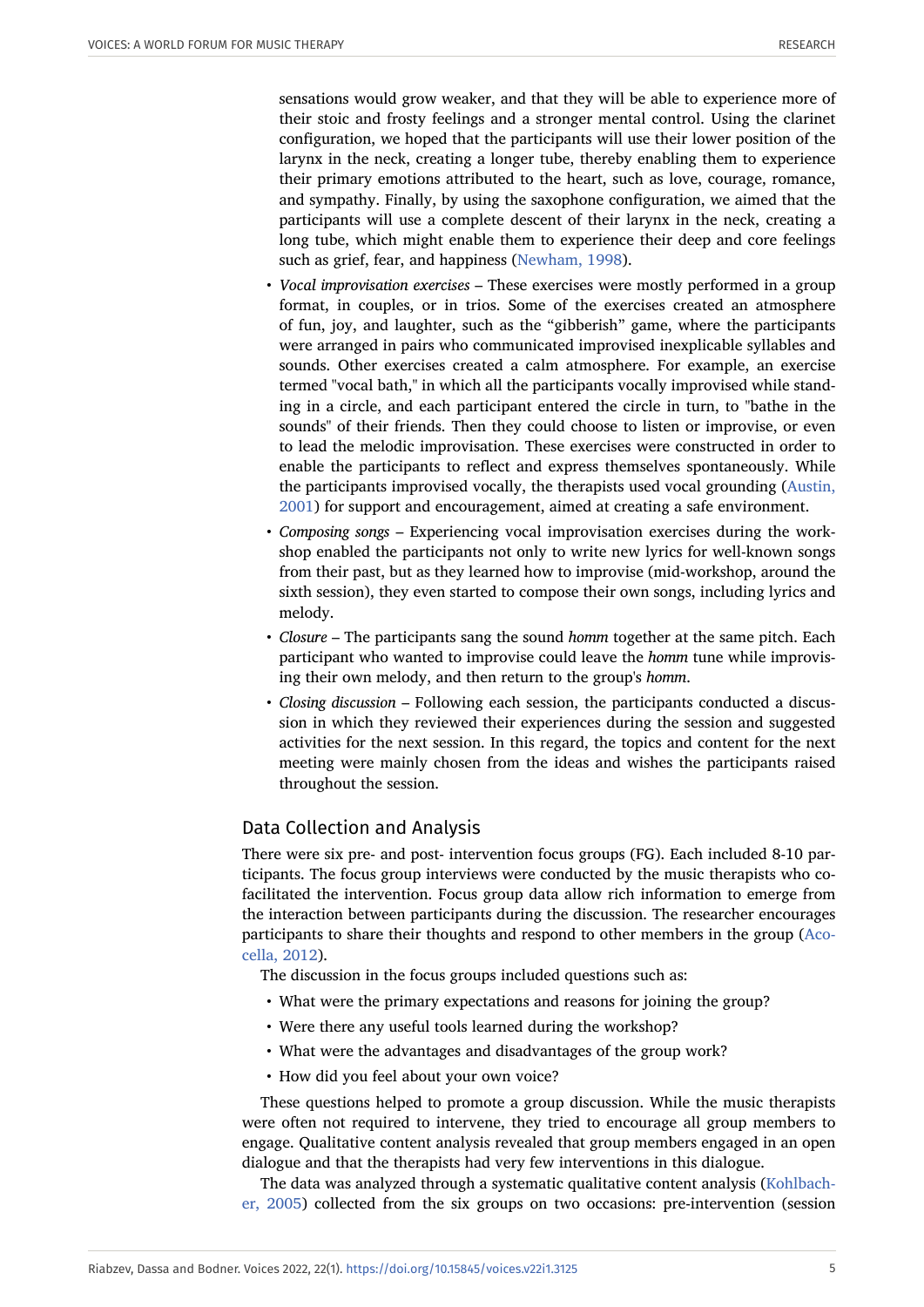sensations would grow weaker, and that they will be able to experience more of their stoic and frosty feelings and a stronger mental control. Using the clarinet configuration, we hoped that the participants will use their lower position of the larynx in the neck, creating a longer tube, thereby enabling them to experience their primary emotions attributed to the heart, such as love, courage, romance, and sympathy. Finally, by using the saxophone configuration, we aimed that the participants will use a complete descent of their larynx in the neck, creating a long tube, which might enable them to experience their deep and core feelings such as grief, fear, and happiness (Newham, 1998).

- *Vocal improvisation exercises* – These exercises were mostly performed in a group format, in couples, or in trios. Some of the exercises created an atmosphere of fun, joy, and laughter, such as the "gibberish" game, where the participants were arranged in pairs who communicated improvised inexplicable syllables and sounds. Other exercises created a calm atmosphere. For example, an exercise termed "vocal bath," in which all the participants vocally improvised while standing in a circle, and each participant entered the circle in turn, to "bathe in the sounds" of their friends. Then they could choose to listen or improvise, or even to lead the melodic improvisation. These exercises were constructed in order to enable the participants to reflect and express themselves spontaneously. While the participants improvised vocally, the therapists used vocal grounding (Austin, 2001) for support and encouragement, aimed at creating a safe environment.
- *Composing songs* – Experiencing vocal improvisation exercises during the workshop enabled the participants not only to write new lyrics for well-known songs from their past, but as they learned how to improvise (mid-workshop, around the sixth session), they even started to compose their own songs, including lyrics and melody.
- *Closure* – The participants sang the sound *homm* together at the same pitch. Each participant who wanted to improvise could leave the *homm* tune while improvising their own melody, and then return to the group's *homm*.
- *Closing discussion* – Following each session, the participants conducted a discussion in which they reviewed their experiences during the session and suggested activities for the next session. In this regard, the topics and content for the next meeting were mainly chosen from the ideas and wishes the participants raised throughout the session.

## Data Collection and Analysis

There were six pre- and post- intervention focus groups (FG). Each included 8-10 participants. The focus group interviews were conducted by the music therapists who co-facilitated the intervention. Focus group data allow rich information to emerge from the interaction between participants during the discussion. The researcher encourages participants to share their thoughts and respond to other members in the group (Acocella, 2012).

The discussion in the focus groups included questions such as:

- What were the primary expectations and reasons for joining the group?
- Were there any useful tools learned during the workshop?
- What were the advantages and disadvantages of the group work?
- How did you feel about your own voice?

These questions helped to promote a group discussion. While the music therapists were often not required to intervene, they tried to encourage all group members to engage. Qualitative content analysis revealed that group members engaged in an open dialogue and that the therapists had very few interventions in this dialogue.

The data was analyzed through a systematic qualitative content analysis (Kohlbacher, 2005) collected from the six groups on two occasions: pre-intervention (session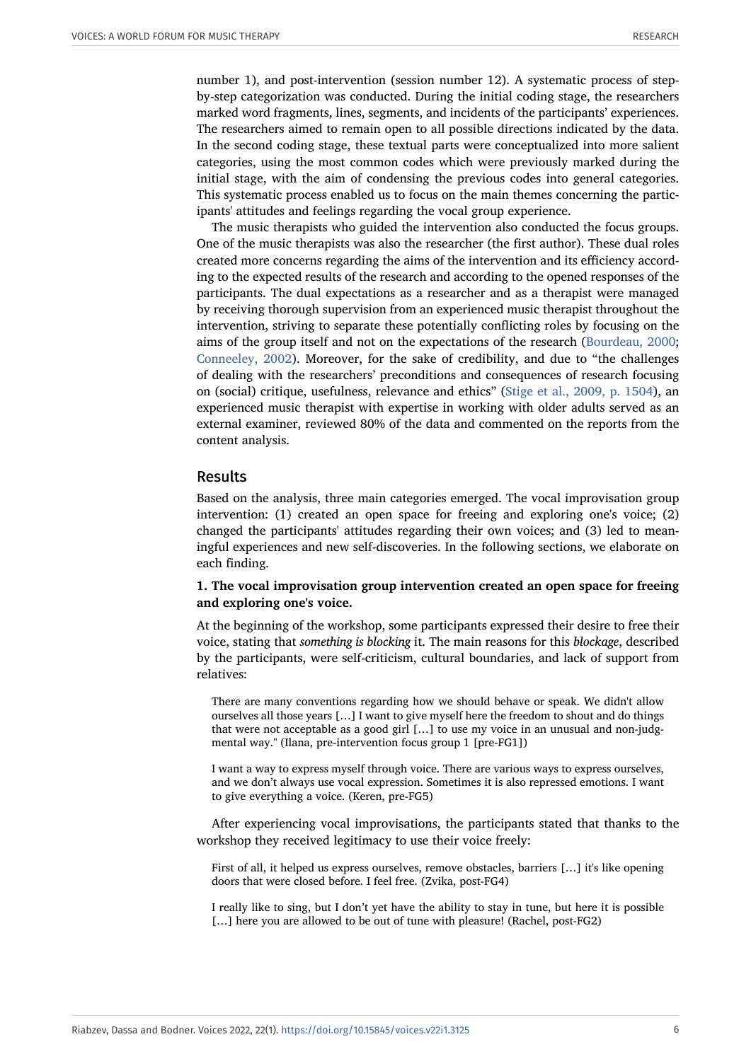number 1), and post-intervention (session number 12). A systematic process of step-by-step categorization was conducted. During the initial coding stage, the researchers marked word fragments, lines, segments, and incidents of the participants' experiences. The researchers aimed to remain open to all possible directions indicated by the data. In the second coding stage, these textual parts were conceptualized into more salient categories, using the most common codes which were previously marked during the initial stage, with the aim of condensing the previous codes into general categories. This systematic process enabled us to focus on the main themes concerning the participants' attitudes and feelings regarding the vocal group experience.

The music therapists who guided the intervention also conducted the focus groups. One of the music therapists was also the researcher (the first author). These dual roles created more concerns regarding the aims of the intervention and its efficiency according to the expected results of the research and according to the opened responses of the participants. The dual expectations as a researcher and as a therapist were managed by receiving thorough supervision from an experienced music therapist throughout the intervention, striving to separate these potentially conflicting roles by focusing on the aims of the group itself and not on the expectations of the research (Bourdeau, 2000; Conneeley, 2002). Moreover, for the sake of credibility, and due to "the challenges of dealing with the researchers' preconditions and consequences of research focusing on (social) critique, usefulness, relevance and ethics" (Stige et al., 2009, p. 1504), an experienced music therapist with expertise in working with older adults served as an external examiner, reviewed 80% of the data and commented on the reports from the content analysis.

## Results

Based on the analysis, three main categories emerged. The vocal improvisation group intervention: (1) created an open space for freeing and exploring one's voice; (2) changed the participants' attitudes regarding their own voices; and (3) led to meaningful experiences and new self-discoveries. In the following sections, we elaborate on each finding.

### 1. The vocal improvisation group intervention created an open space for freeing and exploring one's voice.

At the beginning of the workshop, some participants expressed their desire to free their voice, stating that *something is blocking* it. The main reasons for this *blockage*, described by the participants, were self-criticism, cultural boundaries, and lack of support from relatives:

> There are many conventions regarding how we should behave or speak. We didn't allow ourselves all those years […] I want to give myself here the freedom to shout and do things that were not acceptable as a good girl […] to use my voice in an unusual and non-judgmental way." (Ilana, pre-intervention focus group 1 [pre-FG1])

> I want a way to express myself through voice. There are various ways to express ourselves, and we don't always use vocal expression. Sometimes it is also repressed emotions. I want to give everything a voice. (Keren, pre-FG5)

After experiencing vocal improvisations, the participants stated that thanks to the workshop they received legitimacy to use their voice freely:

> First of all, it helped us express ourselves, remove obstacles, barriers […] it's like opening doors that were closed before. I feel free. (Zvika, post-FG4)

> I really like to sing, but I don't yet have the ability to stay in tune, but here it is possible […] here you are allowed to be out of tune with pleasure! (Rachel, post-FG2)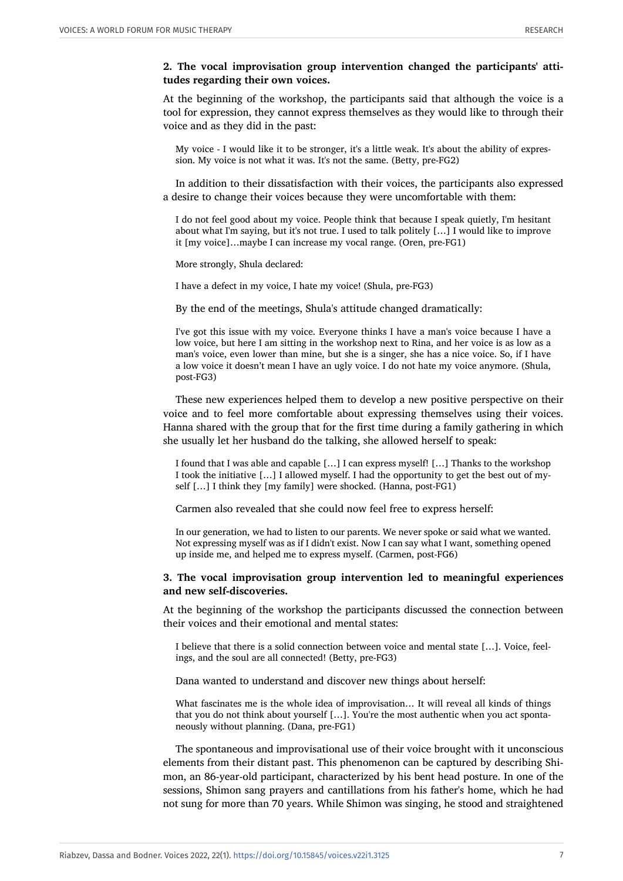**2. The vocal improvisation group intervention changed the participants' attitudes regarding their own voices.**

At the beginning of the workshop, the participants said that although the voice is a tool for expression, they cannot express themselves as they would like to through their voice and as they did in the past:

> My voice - I would like it to be stronger, it's a little weak. It's about the ability of expression. My voice is not what it was. It's not the same. (Betty, pre-FG2)

In addition to their dissatisfaction with their voices, the participants also expressed a desire to change their voices because they were uncomfortable with them:

> I do not feel good about my voice. People think that because I speak quietly, I'm hesitant about what I'm saying, but it's not true. I used to talk politely […] I would like to improve it [my voice]…maybe I can increase my vocal range. (Oren, pre-FG1)

More strongly, Shula declared:

> I have a defect in my voice, I hate my voice! (Shula, pre-FG3)

By the end of the meetings, Shula's attitude changed dramatically:

> I've got this issue with my voice. Everyone thinks I have a man's voice because I have a low voice, but here I am sitting in the workshop next to Rina, and her voice is as low as a man's voice, even lower than mine, but she is a singer, she has a nice voice. So, if I have a low voice it doesn't mean I have an ugly voice. I do not hate my voice anymore. (Shula, post-FG3)

These new experiences helped them to develop a new positive perspective on their voice and to feel more comfortable about expressing themselves using their voices. Hanna shared with the group that for the first time during a family gathering in which she usually let her husband do the talking, she allowed herself to speak:

> I found that I was able and capable […] I can express myself! […] Thanks to the workshop I took the initiative […] I allowed myself. I had the opportunity to get the best out of myself […] I think they [my family] were shocked. (Hanna, post-FG1)

Carmen also revealed that she could now feel free to express herself:

> In our generation, we had to listen to our parents. We never spoke or said what we wanted. Not expressing myself was as if I didn't exist. Now I can say what I want, something opened up inside me, and helped me to express myself. (Carmen, post-FG6)

**3. The vocal improvisation group intervention led to meaningful experiences and new self-discoveries.**

At the beginning of the workshop the participants discussed the connection between their voices and their emotional and mental states:

> I believe that there is a solid connection between voice and mental state […]. Voice, feelings, and the soul are all connected! (Betty, pre-FG3)

Dana wanted to understand and discover new things about herself:

> What fascinates me is the whole idea of improvisation… It will reveal all kinds of things that you do not think about yourself […]. You're the most authentic when you act spontaneously without planning. (Dana, pre-FG1)

The spontaneous and improvisational use of their voice brought with it unconscious elements from their distant past. This phenomenon can be captured by describing Shimon, an 86-year-old participant, characterized by his bent head posture. In one of the sessions, Shimon sang prayers and cantillations from his father's home, which he had not sung for more than 70 years. While Shimon was singing, he stood and straightened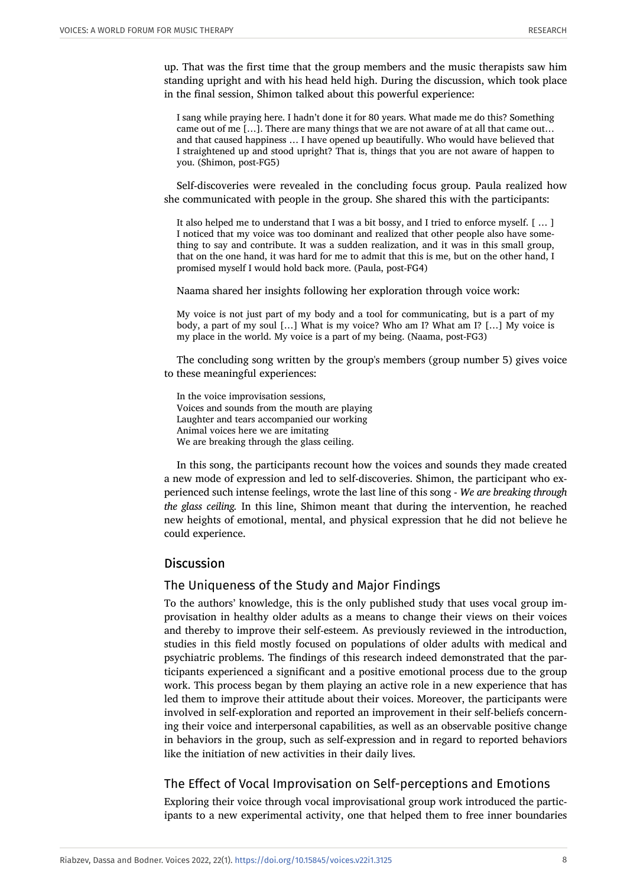up. That was the first time that the group members and the music therapists saw him standing upright and with his head held high. During the discussion, which took place in the final session, Shimon talked about this powerful experience:

> I sang while praying here. I hadn't done it for 80 years. What made me do this? Something came out of me […]. There are many things that we are not aware of at all that came out… and that caused happiness … I have opened up beautifully. Who would have believed that I straightened up and stood upright? That is, things that you are not aware of happen to you. (Shimon, post-FG5)

Self-discoveries were revealed in the concluding focus group. Paula realized how she communicated with people in the group. She shared this with the participants:

> It also helped me to understand that I was a bit bossy, and I tried to enforce myself. [ … ] I noticed that my voice was too dominant and realized that other people also have something to say and contribute. It was a sudden realization, and it was in this small group, that on the one hand, it was hard for me to admit that this is me, but on the other hand, I promised myself I would hold back more. (Paula, post-FG4)

Naama shared her insights following her exploration through voice work:

> My voice is not just part of my body and a tool for communicating, but is a part of my body, a part of my soul […] What is my voice? Who am I? What am I? […] My voice is my place in the world. My voice is a part of my being. (Naama, post-FG3)

The concluding song written by the group's members (group number 5) gives voice to these meaningful experiences:

> In the voice improvisation sessions,
> Voices and sounds from the mouth are playing
> Laughter and tears accompanied our working
> Animal voices here we are imitating
> We are breaking through the glass ceiling.

In this song, the participants recount how the voices and sounds they made created a new mode of expression and led to self-discoveries. Shimon, the participant who experienced such intense feelings, wrote the last line of this song - *We are breaking through the glass ceiling.* In this line, Shimon meant that during the intervention, he reached new heights of emotional, mental, and physical expression that he did not believe he could experience.

## Discussion

### The Uniqueness of the Study and Major Findings

To the authors' knowledge, this is the only published study that uses vocal group improvisation in healthy older adults as a means to change their views on their voices and thereby to improve their self-esteem. As previously reviewed in the introduction, studies in this field mostly focused on populations of older adults with medical and psychiatric problems. The findings of this research indeed demonstrated that the participants experienced a significant and a positive emotional process due to the group work. This process began by them playing an active role in a new experience that has led them to improve their attitude about their voices. Moreover, the participants were involved in self-exploration and reported an improvement in their self-beliefs concerning their voice and interpersonal capabilities, as well as an observable positive change in behaviors in the group, such as self-expression and in regard to reported behaviors like the initiation of new activities in their daily lives.

### The Effect of Vocal Improvisation on Self-perceptions and Emotions

Exploring their voice through vocal improvisational group work introduced the participants to a new experimental activity, one that helped them to free inner boundaries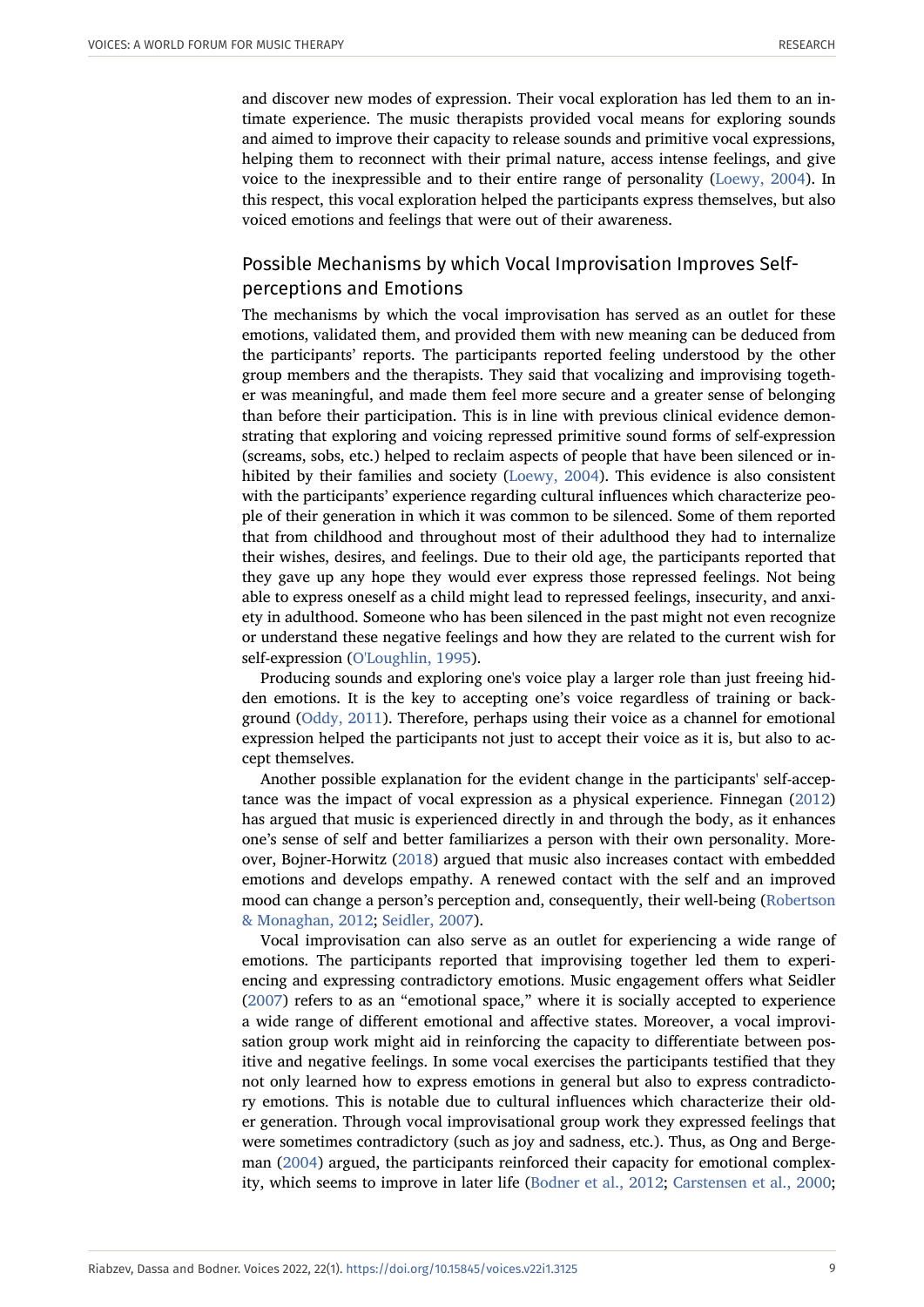and discover new modes of expression. Their vocal exploration has led them to an intimate experience. The music therapists provided vocal means for exploring sounds and aimed to improve their capacity to release sounds and primitive vocal expressions, helping them to reconnect with their primal nature, access intense feelings, and give voice to the inexpressible and to their entire range of personality (Loewy, 2004). In this respect, this vocal exploration helped the participants express themselves, but also voiced emotions and feelings that were out of their awareness.

## Possible Mechanisms by which Vocal Improvisation Improves Self-perceptions and Emotions

The mechanisms by which the vocal improvisation has served as an outlet for these emotions, validated them, and provided them with new meaning can be deduced from the participants' reports. The participants reported feeling understood by the other group members and the therapists. They said that vocalizing and improvising together was meaningful, and made them feel more secure and a greater sense of belonging than before their participation. This is in line with previous clinical evidence demonstrating that exploring and voicing repressed primitive sound forms of self-expression (screams, sobs, etc.) helped to reclaim aspects of people that have been silenced or inhibited by their families and society (Loewy, 2004). This evidence is also consistent with the participants' experience regarding cultural influences which characterize people of their generation in which it was common to be silenced. Some of them reported that from childhood and throughout most of their adulthood they had to internalize their wishes, desires, and feelings. Due to their old age, the participants reported that they gave up any hope they would ever express those repressed feelings. Not being able to express oneself as a child might lead to repressed feelings, insecurity, and anxiety in adulthood. Someone who has been silenced in the past might not even recognize or understand these negative feelings and how they are related to the current wish for self-expression (O'Loughlin, 1995).

Producing sounds and exploring one's voice play a larger role than just freeing hidden emotions. It is the key to accepting one's voice regardless of training or background (Oddy, 2011). Therefore, perhaps using their voice as a channel for emotional expression helped the participants not just to accept their voice as it is, but also to accept themselves.

Another possible explanation for the evident change in the participants' self-acceptance was the impact of vocal expression as a physical experience. Finnegan (2012) has argued that music is experienced directly in and through the body, as it enhances one's sense of self and better familiarizes a person with their own personality. Moreover, Bojner-Horwitz (2018) argued that music also increases contact with embedded emotions and develops empathy. A renewed contact with the self and an improved mood can change a person's perception and, consequently, their well-being (Robertson & Monaghan, 2012; Seidler, 2007).

Vocal improvisation can also serve as an outlet for experiencing a wide range of emotions. The participants reported that improvising together led them to experiencing and expressing contradictory emotions. Music engagement offers what Seidler (2007) refers to as an "emotional space," where it is socially accepted to experience a wide range of different emotional and affective states. Moreover, a vocal improvisation group work might aid in reinforcing the capacity to differentiate between positive and negative feelings. In some vocal exercises the participants testified that they not only learned how to express emotions in general but also to express contradictory emotions. This is notable due to cultural influences which characterize their older generation. Through vocal improvisational group work they expressed feelings that were sometimes contradictory (such as joy and sadness, etc.). Thus, as Ong and Bergeman (2004) argued, the participants reinforced their capacity for emotional complexity, which seems to improve in later life (Bodner et al., 2012; Carstensen et al., 2000;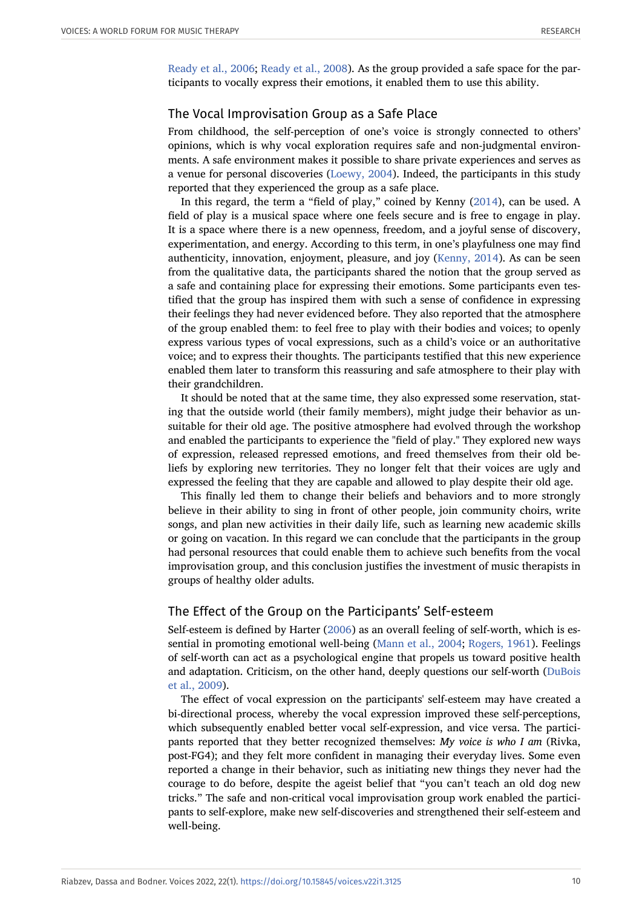Ready et al., 2006; Ready et al., 2008). As the group provided a safe space for the participants to vocally express their emotions, it enabled them to use this ability.

## The Vocal Improvisation Group as a Safe Place

From childhood, the self-perception of one's voice is strongly connected to others' opinions, which is why vocal exploration requires safe and non-judgmental environments. A safe environment makes it possible to share private experiences and serves as a venue for personal discoveries (Loewy, 2004). Indeed, the participants in this study reported that they experienced the group as a safe place.

In this regard, the term a "field of play," coined by Kenny (2014), can be used. A field of play is a musical space where one feels secure and is free to engage in play. It is a space where there is a new openness, freedom, and a joyful sense of discovery, experimentation, and energy. According to this term, in one's playfulness one may find authenticity, innovation, enjoyment, pleasure, and joy (Kenny, 2014). As can be seen from the qualitative data, the participants shared the notion that the group served as a safe and containing place for expressing their emotions. Some participants even testified that the group has inspired them with such a sense of confidence in expressing their feelings they had never evidenced before. They also reported that the atmosphere of the group enabled them: to feel free to play with their bodies and voices; to openly express various types of vocal expressions, such as a child's voice or an authoritative voice; and to express their thoughts. The participants testified that this new experience enabled them later to transform this reassuring and safe atmosphere to their play with their grandchildren.

It should be noted that at the same time, they also expressed some reservation, stating that the outside world (their family members), might judge their behavior as unsuitable for their old age. The positive atmosphere had evolved through the workshop and enabled the participants to experience the "field of play." They explored new ways of expression, released repressed emotions, and freed themselves from their old beliefs by exploring new territories. They no longer felt that their voices are ugly and expressed the feeling that they are capable and allowed to play despite their old age.

This finally led them to change their beliefs and behaviors and to more strongly believe in their ability to sing in front of other people, join community choirs, write songs, and plan new activities in their daily life, such as learning new academic skills or going on vacation. In this regard we can conclude that the participants in the group had personal resources that could enable them to achieve such benefits from the vocal improvisation group, and this conclusion justifies the investment of music therapists in groups of healthy older adults.

## The Effect of the Group on the Participants' Self-esteem

Self-esteem is defined by Harter (2006) as an overall feeling of self-worth, which is essential in promoting emotional well-being (Mann et al., 2004; Rogers, 1961). Feelings of self-worth can act as a psychological engine that propels us toward positive health and adaptation. Criticism, on the other hand, deeply questions our self-worth (DuBois et al., 2009).

The effect of vocal expression on the participants' self-esteem may have created a bi-directional process, whereby the vocal expression improved these self-perceptions, which subsequently enabled better vocal self-expression, and vice versa. The participants reported that they better recognized themselves: *My voice is who I am* (Rivka, post-FG4); and they felt more confident in managing their everyday lives. Some even reported a change in their behavior, such as initiating new things they never had the courage to do before, despite the ageist belief that "you can't teach an old dog new tricks." The safe and non-critical vocal improvisation group work enabled the participants to self-explore, make new self-discoveries and strengthened their self-esteem and well-being.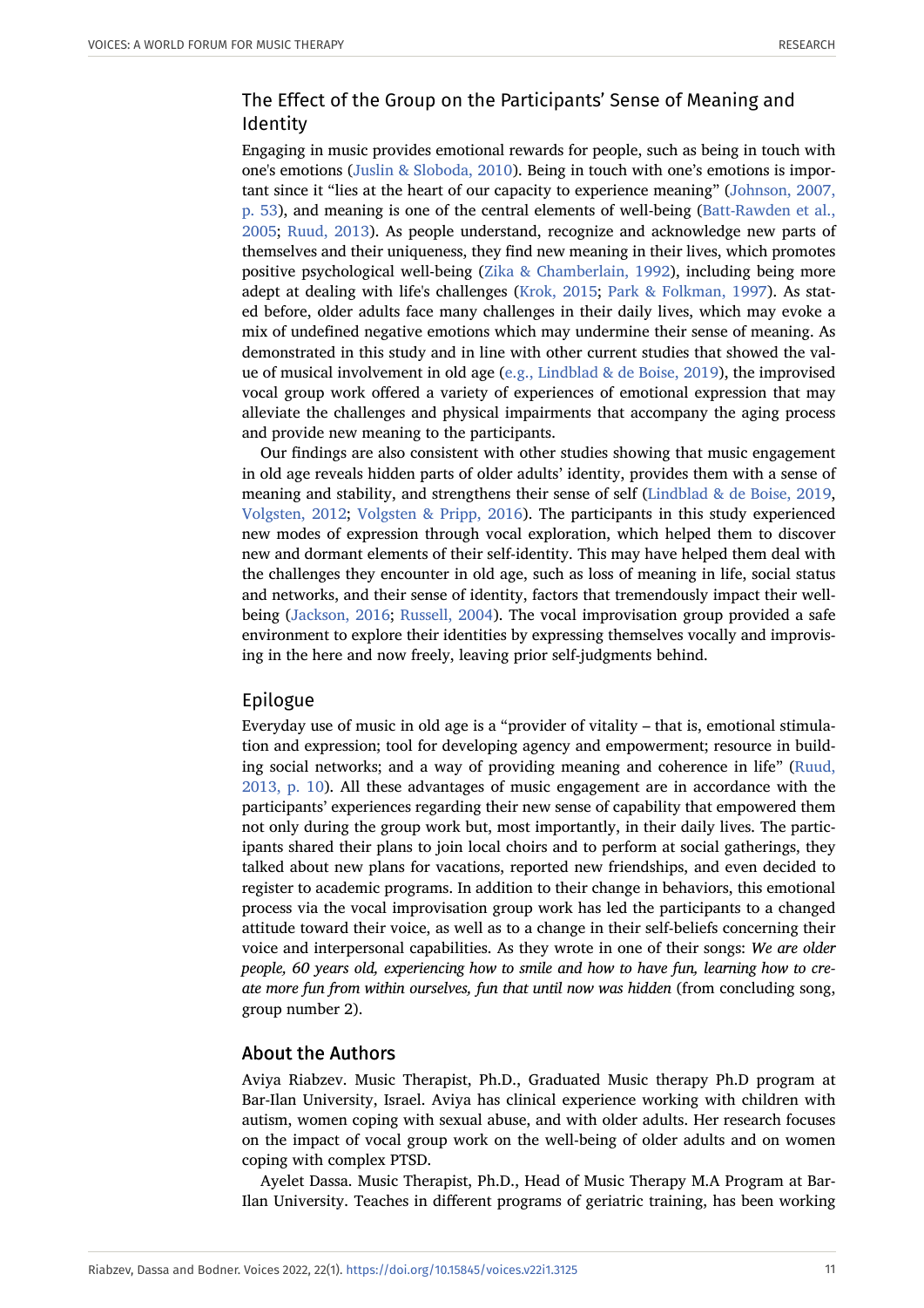## The Effect of the Group on the Participants' Sense of Meaning and Identity

Engaging in music provides emotional rewards for people, such as being in touch with one's emotions (Juslin & Sloboda, 2010). Being in touch with one's emotions is important since it "lies at the heart of our capacity to experience meaning" (Johnson, 2007, p. 53), and meaning is one of the central elements of well-being (Batt-Rawden et al., 2005; Ruud, 2013). As people understand, recognize and acknowledge new parts of themselves and their uniqueness, they find new meaning in their lives, which promotes positive psychological well-being (Zika & Chamberlain, 1992), including being more adept at dealing with life's challenges (Krok, 2015; Park & Folkman, 1997). As stated before, older adults face many challenges in their daily lives, which may evoke a mix of undefined negative emotions which may undermine their sense of meaning. As demonstrated in this study and in line with other current studies that showed the value of musical involvement in old age (e.g., Lindblad & de Boise, 2019), the improvised vocal group work offered a variety of experiences of emotional expression that may alleviate the challenges and physical impairments that accompany the aging process and provide new meaning to the participants.

Our findings are also consistent with other studies showing that music engagement in old age reveals hidden parts of older adults' identity, provides them with a sense of meaning and stability, and strengthens their sense of self (Lindblad & de Boise, 2019, Volgsten, 2012; Volgsten & Pripp, 2016). The participants in this study experienced new modes of expression through vocal exploration, which helped them to discover new and dormant elements of their self-identity. This may have helped them deal with the challenges they encounter in old age, such as loss of meaning in life, social status and networks, and their sense of identity, factors that tremendously impact their well-being (Jackson, 2016; Russell, 2004). The vocal improvisation group provided a safe environment to explore their identities by expressing themselves vocally and improvising in the here and now freely, leaving prior self-judgments behind.

## Epilogue

Everyday use of music in old age is a "provider of vitality – that is, emotional stimulation and expression; tool for developing agency and empowerment; resource in building social networks; and a way of providing meaning and coherence in life" (Ruud, 2013, p. 10). All these advantages of music engagement are in accordance with the participants' experiences regarding their new sense of capability that empowered them not only during the group work but, most importantly, in their daily lives. The participants shared their plans to join local choirs and to perform at social gatherings, they talked about new plans for vacations, reported new friendships, and even decided to register to academic programs. In addition to their change in behaviors, this emotional process via the vocal improvisation group work has led the participants to a changed attitude toward their voice, as well as to a change in their self-beliefs concerning their voice and interpersonal capabilities. As they wrote in one of their songs: *We are older people, 60 years old, experiencing how to smile and how to have fun, learning how to create more fun from within ourselves, fun that until now was hidden* (from concluding song, group number 2).

## About the Authors

Aviya Riabzev. Music Therapist, Ph.D., Graduated Music therapy Ph.D program at Bar-Ilan University, Israel. Aviya has clinical experience working with children with autism, women coping with sexual abuse, and with older adults. Her research focuses on the impact of vocal group work on the well-being of older adults and on women coping with complex PTSD.

Ayelet Dassa. Music Therapist, Ph.D., Head of Music Therapy M.A Program at Bar-Ilan University. Teaches in different programs of geriatric training, has been working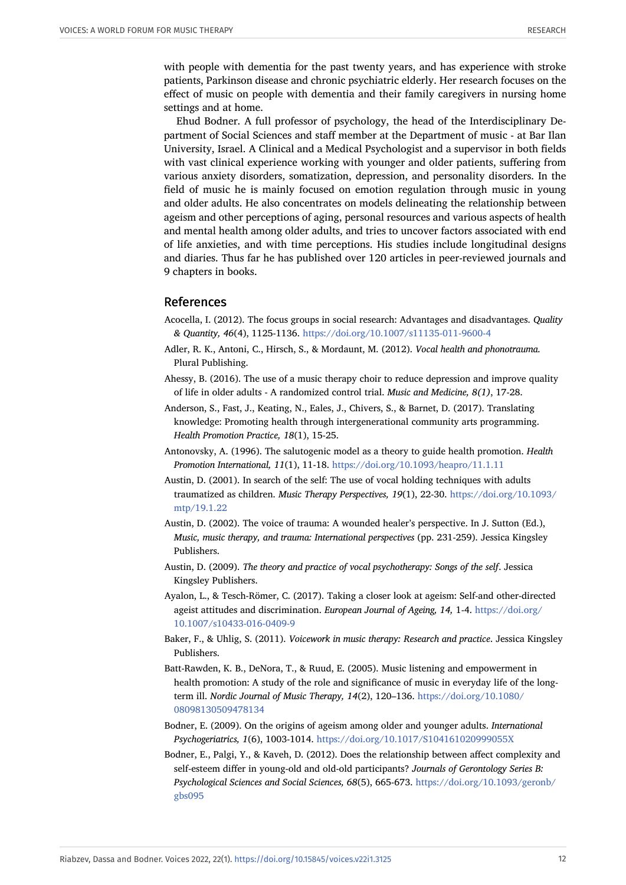with people with dementia for the past twenty years, and has experience with stroke patients, Parkinson disease and chronic psychiatric elderly. Her research focuses on the effect of music on people with dementia and their family caregivers in nursing home settings and at home.

Ehud Bodner. A full professor of psychology, the head of the Interdisciplinary Department of Social Sciences and staff member at the Department of music - at Bar Ilan University, Israel. A Clinical and a Medical Psychologist and a supervisor in both fields with vast clinical experience working with younger and older patients, suffering from various anxiety disorders, somatization, depression, and personality disorders. In the field of music he is mainly focused on emotion regulation through music in young and older adults. He also concentrates on models delineating the relationship between ageism and other perceptions of aging, personal resources and various aspects of health and mental health among older adults, and tries to uncover factors associated with end of life anxieties, and with time perceptions. His studies include longitudinal designs and diaries. Thus far he has published over 120 articles in peer-reviewed journals and 9 chapters in books.

## References

Acocella, I. (2012). The focus groups in social research: Advantages and disadvantages. *Quality & Quantity, 46*(4), 1125-1136. https://doi.org/10.1007/s11135-011-9600-4

Adler, R. K., Antoni, C., Hirsch, S., & Mordaunt, M. (2012). *Vocal health and phonotrauma.* Plural Publishing.

Ahessy, B. (2016). The use of a music therapy choir to reduce depression and improve quality of life in older adults - A randomized control trial. *Music and Medicine, 8(1)*, 17-28.

Anderson, S., Fast, J., Keating, N., Eales, J., Chivers, S., & Barnet, D. (2017). Translating knowledge: Promoting health through intergenerational community arts programming. *Health Promotion Practice, 18*(1), 15-25.

Antonovsky, A. (1996). The salutogenic model as a theory to guide health promotion. *Health Promotion International, 11*(1), 11-18. https://doi.org/10.1093/heapro/11.1.11

Austin, D. (2001). In search of the self: The use of vocal holding techniques with adults traumatized as children. *Music Therapy Perspectives, 19*(1), 22-30. https://doi.org/10.1093/mtp/19.1.22

Austin, D. (2002). The voice of trauma: A wounded healer's perspective. In J. Sutton (Ed.), *Music, music therapy, and trauma: International perspectives* (pp. 231-259). Jessica Kingsley Publishers.

Austin, D. (2009). *The theory and practice of vocal psychotherapy: Songs of the self*. Jessica Kingsley Publishers.

Ayalon, L., & Tesch-Römer, C. (2017). Taking a closer look at ageism: Self-and other-directed ageist attitudes and discrimination. *European Journal of Ageing, 14,* 1-4. https://doi.org/10.1007/s10433-016-0409-9

Baker, F., & Uhlig, S. (2011). *Voicework in music therapy: Research and practice*. Jessica Kingsley Publishers.

Batt-Rawden, K. B., DeNora, T., & Ruud, E. (2005). Music listening and empowerment in health promotion: A study of the role and significance of music in everyday life of the long-term ill. *Nordic Journal of Music Therapy, 14*(2), 120–136. https://doi.org/10.1080/08098130509478134

Bodner, E. (2009). On the origins of ageism among older and younger adults. *International Psychogeriatrics, 1*(6), 1003-1014. https://doi.org/10.1017/S104161020999055X

Bodner, E., Palgi, Y., & Kaveh, D. (2012). Does the relationship between affect complexity and self-esteem differ in young-old and old-old participants? *Journals of Gerontology Series B: Psychological Sciences and Social Sciences, 68*(5), 665-673. https://doi.org/10.1093/geronb/gbs095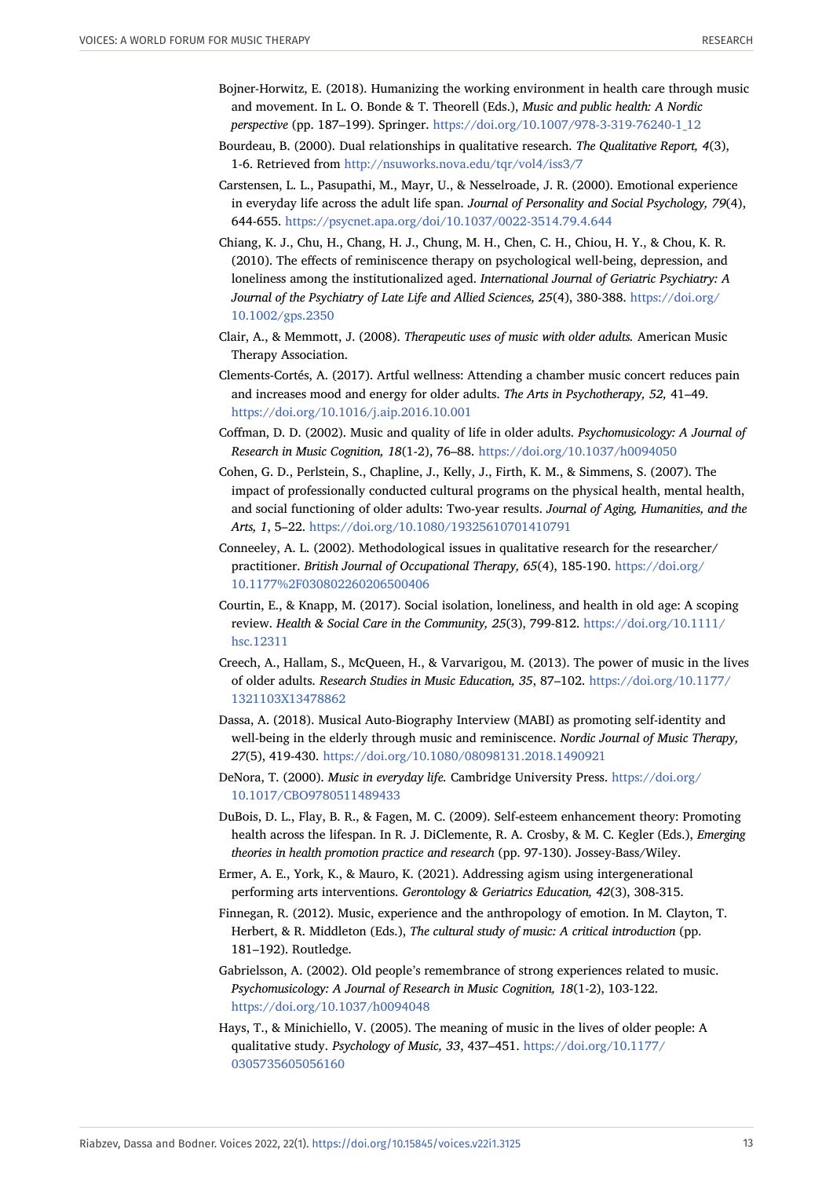Bojner-Horwitz, E. (2018). Humanizing the working environment in health care through music and movement. In L. O. Bonde & T. Theorell (Eds.), *Music and public health: A Nordic perspective* (pp. 187–199). Springer. https://doi.org/10.1007/978-3-319-76240-1_12

Bourdeau, B. (2000). Dual relationships in qualitative research. *The Qualitative Report, 4*(3), 1-6. Retrieved from http://nsuworks.nova.edu/tqr/vol4/iss3/7

Carstensen, L. L., Pasupathi, M., Mayr, U., & Nesselroade, J. R. (2000). Emotional experience in everyday life across the adult life span. *Journal of Personality and Social Psychology, 79*(4), 644-655. https://psycnet.apa.org/doi/10.1037/0022-3514.79.4.644

Chiang, K. J., Chu, H., Chang, H. J., Chung, M. H., Chen, C. H., Chiou, H. Y., & Chou, K. R. (2010). The effects of reminiscence therapy on psychological well-being, depression, and loneliness among the institutionalized aged. *International Journal of Geriatric Psychiatry: A Journal of the Psychiatry of Late Life and Allied Sciences, 25*(4), 380-388. https://doi.org/10.1002/gps.2350

Clair, A., & Memmott, J. (2008). *Therapeutic uses of music with older adults.* American Music Therapy Association.

Clements-Cortés, A. (2017). Artful wellness: Attending a chamber music concert reduces pain and increases mood and energy for older adults. *The Arts in Psychotherapy, 52,* 41–49. https://doi.org/10.1016/j.aip.2016.10.001

Coffman, D. D. (2002). Music and quality of life in older adults. *Psychomusicology: A Journal of Research in Music Cognition, 18*(1-2), 76–88. https://doi.org/10.1037/h0094050

Cohen, G. D., Perlstein, S., Chapline, J., Kelly, J., Firth, K. M., & Simmens, S. (2007). The impact of professionally conducted cultural programs on the physical health, mental health, and social functioning of older adults: Two-year results. *Journal of Aging, Humanities, and the Arts, 1*, 5–22. https://doi.org/10.1080/19325610701410791

Conneeley, A. L. (2002). Methodological issues in qualitative research for the researcher/practitioner. *British Journal of Occupational Therapy, 65*(4), 185-190. https://doi.org/10.1177%2F030802260206500406

Courtin, E., & Knapp, M. (2017). Social isolation, loneliness, and health in old age: A scoping review. *Health & Social Care in the Community, 25*(3), 799-812. https://doi.org/10.1111/hsc.12311

Creech, A., Hallam, S., McQueen, H., & Varvarigou, M. (2013). The power of music in the lives of older adults. *Research Studies in Music Education, 35*, 87–102. https://doi.org/10.1177/1321103X13478862

Dassa, A. (2018). Musical Auto-Biography Interview (MABI) as promoting self-identity and well-being in the elderly through music and reminiscence. *Nordic Journal of Music Therapy, 27*(5), 419-430. https://doi.org/10.1080/08098131.2018.1490921

DeNora, T. (2000). *Music in everyday life.* Cambridge University Press. https://doi.org/10.1017/CBO9780511489433

DuBois, D. L., Flay, B. R., & Fagen, M. C. (2009). Self-esteem enhancement theory: Promoting health across the lifespan. In R. J. DiClemente, R. A. Crosby, & M. C. Kegler (Eds.), *Emerging theories in health promotion practice and research* (pp. 97-130). Jossey-Bass/Wiley.

Ermer, A. E., York, K., & Mauro, K. (2021). Addressing agism using intergenerational performing arts interventions. *Gerontology & Geriatrics Education, 42*(3), 308-315.

Finnegan, R. (2012). Music, experience and the anthropology of emotion. In M. Clayton, T. Herbert, & R. Middleton (Eds.), *The cultural study of music: A critical introduction* (pp. 181–192). Routledge.

Gabrielsson, A. (2002). Old people's remembrance of strong experiences related to music. *Psychomusicology: A Journal of Research in Music Cognition, 18*(1-2), 103-122. https://doi.org/10.1037/h0094048

Hays, T., & Minichiello, V. (2005). The meaning of music in the lives of older people: A qualitative study. *Psychology of Music, 33*, 437–451. https://doi.org/10.1177/0305735605056160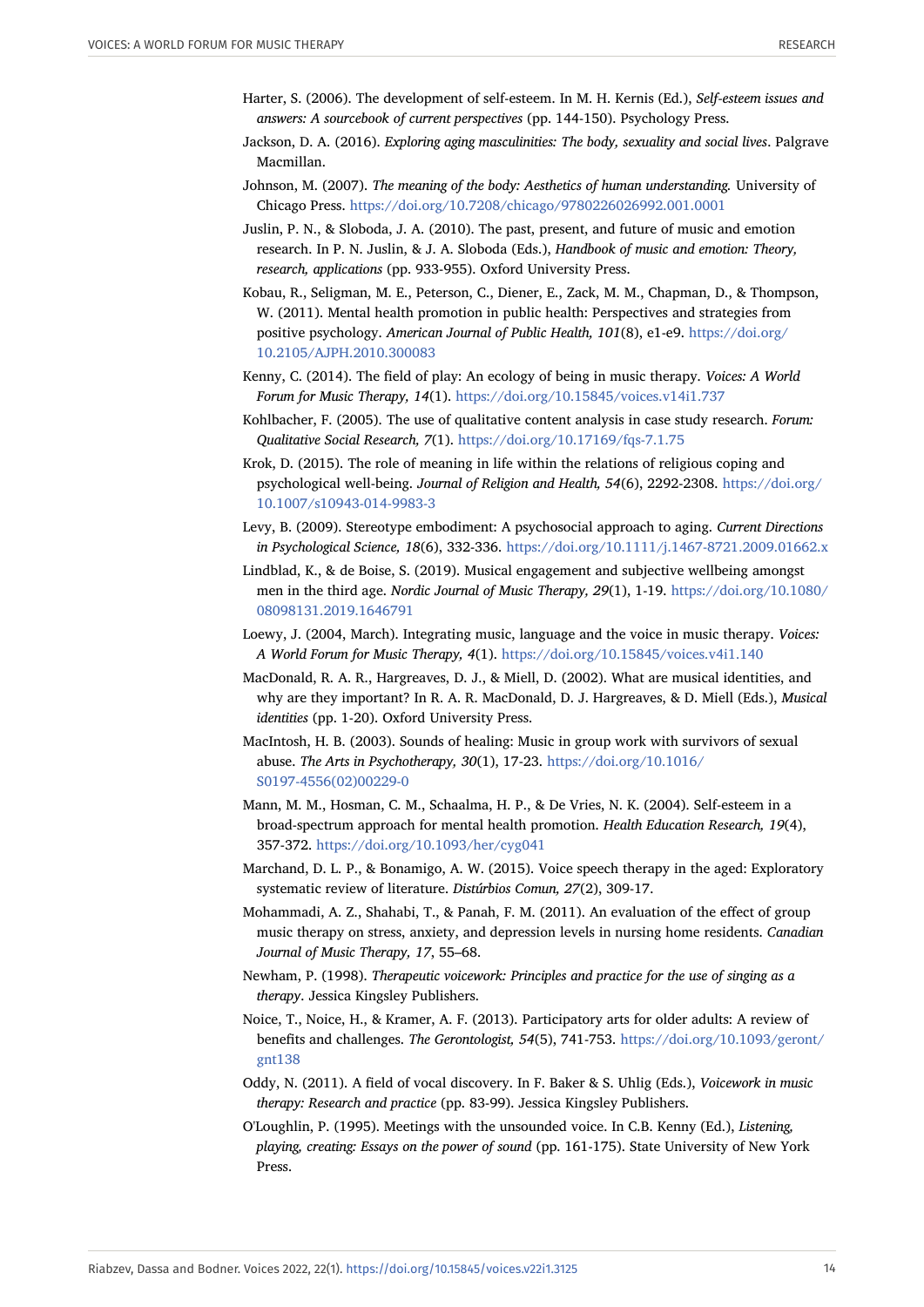Harter, S. (2006). The development of self-esteem. In M. H. Kernis (Ed.), *Self-esteem issues and answers: A sourcebook of current perspectives* (pp. 144-150). Psychology Press.

Jackson, D. A. (2016). *Exploring aging masculinities: The body, sexuality and social lives*. Palgrave Macmillan.

Johnson, M. (2007). *The meaning of the body: Aesthetics of human understanding.* University of Chicago Press. https://doi.org/10.7208/chicago/9780226026992.001.0001

Juslin, P. N., & Sloboda, J. A. (2010). The past, present, and future of music and emotion research. In P. N. Juslin, & J. A. Sloboda (Eds.), *Handbook of music and emotion: Theory, research, applications* (pp. 933-955). Oxford University Press.

Kobau, R., Seligman, M. E., Peterson, C., Diener, E., Zack, M. M., Chapman, D., & Thompson, W. (2011). Mental health promotion in public health: Perspectives and strategies from positive psychology. *American Journal of Public Health, 101*(8), e1-e9. https://doi.org/10.2105/AJPH.2010.300083

Kenny, C. (2014). The field of play: An ecology of being in music therapy. *Voices: A World Forum for Music Therapy, 14*(1). https://doi.org/10.15845/voices.v14i1.737

Kohlbacher, F. (2005). The use of qualitative content analysis in case study research. *Forum: Qualitative Social Research, 7*(1). https://doi.org/10.17169/fqs-7.1.75

Krok, D. (2015). The role of meaning in life within the relations of religious coping and psychological well-being. *Journal of Religion and Health, 54*(6), 2292-2308. https://doi.org/10.1007/s10943-014-9983-3

Levy, B. (2009). Stereotype embodiment: A psychosocial approach to aging. *Current Directions in Psychological Science, 18*(6), 332-336. https://doi.org/10.1111/j.1467-8721.2009.01662.x

Lindblad, K., & de Boise, S. (2019). Musical engagement and subjective wellbeing amongst men in the third age. *Nordic Journal of Music Therapy, 29*(1), 1-19. https://doi.org/10.1080/08098131.2019.1646791

Loewy, J. (2004, March). Integrating music, language and the voice in music therapy. *Voices: A World Forum for Music Therapy, 4*(1). https://doi.org/10.15845/voices.v4i1.140

MacDonald, R. A. R., Hargreaves, D. J., & Miell, D. (2002). What are musical identities, and why are they important? In R. A. R. MacDonald, D. J. Hargreaves, & D. Miell (Eds.), *Musical identities* (pp. 1-20). Oxford University Press.

MacIntosh, H. B. (2003). Sounds of healing: Music in group work with survivors of sexual abuse. *The Arts in Psychotherapy, 30*(1), 17-23. https://doi.org/10.1016/S0197-4556(02)00229-0

Mann, M. M., Hosman, C. M., Schaalma, H. P., & De Vries, N. K. (2004). Self-esteem in a broad-spectrum approach for mental health promotion. *Health Education Research, 19*(4), 357-372. https://doi.org/10.1093/her/cyg041

Marchand, D. L. P., & Bonamigo, A. W. (2015). Voice speech therapy in the aged: Exploratory systematic review of literature. *Distúrbios Comun, 27*(2), 309-17.

Mohammadi, A. Z., Shahabi, T., & Panah, F. M. (2011). An evaluation of the effect of group music therapy on stress, anxiety, and depression levels in nursing home residents. *Canadian Journal of Music Therapy, 17*, 55–68.

Newham, P. (1998). *Therapeutic voicework: Principles and practice for the use of singing as a therapy*. Jessica Kingsley Publishers.

Noice, T., Noice, H., & Kramer, A. F. (2013). Participatory arts for older adults: A review of benefits and challenges. *The Gerontologist, 54*(5), 741-753. https://doi.org/10.1093/geront/gnt138

Oddy, N. (2011). A field of vocal discovery. In F. Baker & S. Uhlig (Eds.), *Voicework in music therapy: Research and practice* (pp. 83-99). Jessica Kingsley Publishers.

O'Loughlin, P. (1995). Meetings with the unsounded voice. In C.B. Kenny (Ed.), *Listening, playing, creating: Essays on the power of sound* (pp. 161-175). State University of New York Press.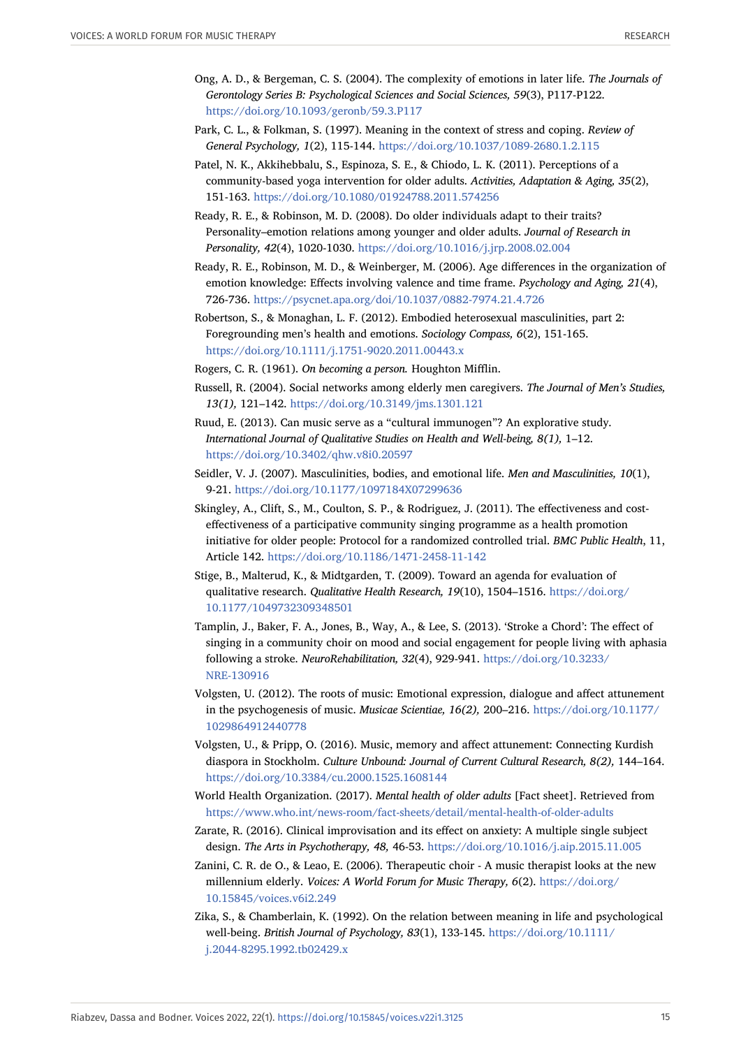Ong, A. D., & Bergeman, C. S. (2004). The complexity of emotions in later life. *The Journals of Gerontology Series B: Psychological Sciences and Social Sciences, 59*(3), P117-P122. https://doi.org/10.1093/geronb/59.3.P117

Park, C. L., & Folkman, S. (1997). Meaning in the context of stress and coping. *Review of General Psychology, 1*(2), 115-144. https://doi.org/10.1037/1089-2680.1.2.115

Patel, N. K., Akkihebbalu, S., Espinoza, S. E., & Chiodo, L. K. (2011). Perceptions of a community-based yoga intervention for older adults. *Activities, Adaptation & Aging, 35*(2), 151-163. https://doi.org/10.1080/01924788.2011.574256

Ready, R. E., & Robinson, M. D. (2008). Do older individuals adapt to their traits? Personality–emotion relations among younger and older adults. *Journal of Research in Personality, 42*(4), 1020-1030. https://doi.org/10.1016/j.jrp.2008.02.004

Ready, R. E., Robinson, M. D., & Weinberger, M. (2006). Age differences in the organization of emotion knowledge: Effects involving valence and time frame. *Psychology and Aging, 21*(4), 726-736. https://psycnet.apa.org/doi/10.1037/0882-7974.21.4.726

Robertson, S., & Monaghan, L. F. (2012). Embodied heterosexual masculinities, part 2: Foregrounding men's health and emotions. *Sociology Compass, 6*(2), 151-165. https://doi.org/10.1111/j.1751-9020.2011.00443.x

Rogers, C. R. (1961). *On becoming a person.* Houghton Mifflin.

Russell, R. (2004). Social networks among elderly men caregivers. *The Journal of Men's Studies, 13(1),* 121–142. https://doi.org/10.3149/jms.1301.121

Ruud, E. (2013). Can music serve as a "cultural immunogen"? An explorative study. *International Journal of Qualitative Studies on Health and Well-being, 8(1),* 1–12. https://doi.org/10.3402/qhw.v8i0.20597

Seidler, V. J. (2007). Masculinities, bodies, and emotional life. *Men and Masculinities, 10*(1), 9-21. https://doi.org/10.1177/1097184X07299636

Skingley, A., Clift, S., M., Coulton, S. P., & Rodriguez, J. (2011). The effectiveness and cost-effectiveness of a participative community singing programme as a health promotion initiative for older people: Protocol for a randomized controlled trial. *BMC Public Health*, 11, Article 142. https://doi.org/10.1186/1471-2458-11-142

Stige, B., Malterud, K., & Midtgarden, T. (2009). Toward an agenda for evaluation of qualitative research. *Qualitative Health Research, 19*(10), 1504–1516. https://doi.org/10.1177/1049732309348501

Tamplin, J., Baker, F. A., Jones, B., Way, A., & Lee, S. (2013). 'Stroke a Chord': The effect of singing in a community choir on mood and social engagement for people living with aphasia following a stroke. *NeuroRehabilitation, 32*(4), 929-941. https://doi.org/10.3233/NRE-130916

Volgsten, U. (2012). The roots of music: Emotional expression, dialogue and affect attunement in the psychogenesis of music. *Musicae Scientiae, 16(2),* 200–216. https://doi.org/10.1177/1029864912440778

Volgsten, U., & Pripp, O. (2016). Music, memory and affect attunement: Connecting Kurdish diaspora in Stockholm. *Culture Unbound: Journal of Current Cultural Research, 8(2),* 144–164. https://doi.org/10.3384/cu.2000.1525.1608144

World Health Organization. (2017). *Mental health of older adults* [Fact sheet]. Retrieved from https://www.who.int/news-room/fact-sheets/detail/mental-health-of-older-adults

Zarate, R. (2016). Clinical improvisation and its effect on anxiety: A multiple single subject design. *The Arts in Psychotherapy, 48,* 46-53. https://doi.org/10.1016/j.aip.2015.11.005

Zanini, C. R. de O., & Leao, E. (2006). Therapeutic choir - A music therapist looks at the new millennium elderly. *Voices: A World Forum for Music Therapy, 6*(2). https://doi.org/10.15845/voices.v6i2.249

Zika, S., & Chamberlain, K. (1992). On the relation between meaning in life and psychological well-being. *British Journal of Psychology, 83*(1), 133-145. https://doi.org/10.1111/j.2044-8295.1992.tb02429.x